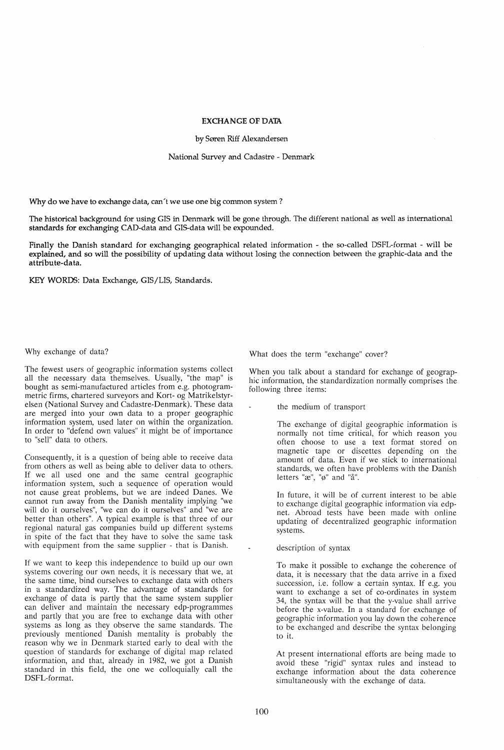# EXCHANGE OF DATA

by Søren Riff Alexandersen

National Survey and Cadastre - Denmark

**Why do we have to exchange data, can´t we use one big common system ?**

**The historical background for using GIS in Denmark will be gone through. The different national as well as international standards for exchanging CAD-data and GIS-data will be expounded.**

**Finally the Danish standard for exchanging geographical related information - the so-called DSFL-format - will be explained, and so will the possibility of updating data without losing the connection between the graphic-data and the attribute-data.**

KEY WORDS: Data Exchange, GIS/LIS, Standards.

## Why exchange of data?

The fewest users of geographic information systems collect all the necessary data themselves. Usually, "the map" is bought as semi-manufactured articles from e.g. photogrammetric firms, chartered surveyors and Kort- og Matrikelstyrelsen (National Survey and Cadastre-Denmark). These data are merged into your own data to a proper geographic information system, used later on within the organization. In order to "defend own values" it might be of importance to "sell" data to others.

Consequently, it is a question of being able to receive data from others as well as being able to deliver data to others. If we all used one and the same central geographic information system, such a sequence of operation would not cause great problems, but we are indeed Danes. We cannot run away from the Danish mentality implying "we will do it ourselves", "we can do it ourselves" and "we are better than others". A typical example is that three of our regional natural gas companies build up different systems in spite of the fact that they have to solve the same task with equipment from the same supplier - that is Danish.

If we want to keep this independence to build up our own systems covering our own needs, it is necessary that we, at the same time, bind ourselves to exchange data with others in a standardized way. The advantage of standards for exchange of data is partly that the same system supplier can deliver and maintain the necessary edp-programmes and partly that you are free to exchange data with other systems as long as they observe the same standards. The previously mentioned Danish mentality is probably the reason why we in Denmark started early to deal with the question of standards for exchange of digital map related information, and that, already in 1982, we got a Danish standard in this field, the one we colloquially call the DSFL-format.

## What does the term "exchange" cover?

When you talk about a standard for exchange of geographic information, the standardization normally comprises the following three items:

- the medium of transport

  The exchange of digital geographic information is normally not time critical, for which reason you often choose to use a text format stored on magnetic tape or discettes depending on the amount of data. Even if we stick to international standards, we often have problems with the Danish letters "æ", "ø" and "å".

  In future, it will be of current interest to be able to exchange digital geographic information via edp-net. Abroad tests have been made with online updating of decentralized geographic information systems.

- description of syntax

  To make it possible to exchange the coherence of data, it is necessary that the data arrive in a fixed succession, i.e. follow a certain syntax. If e.g. you want to exchange a set of co-ordinates in system 34, the syntax will be that the y-value shall arrive before the x-value. In a standard for exchange of geographic information you lay down the coherence to be exchanged and describe the syntax belonging to it.

  At present international efforts are being made to avoid these "rigid" syntax rules and instead to exchange information about the data coherence simultaneously with the exchange of data.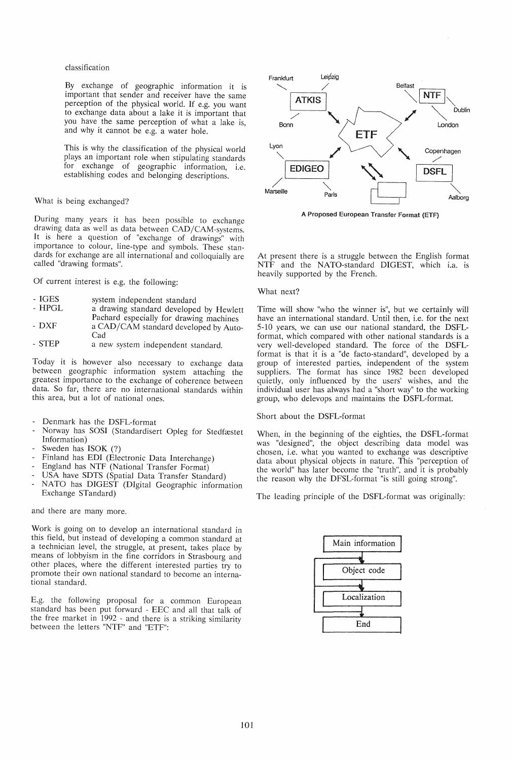classification

By exchange of geographic information it is important that sender and receiver have the same perception of the physical world. If e.g. you want to exchange data about a lake it is important that you have the same perception of what a lake is, and why it cannot be e.g. a water hole.

This is why the classification of the physical world plays an important role when stipulating standards for exchange of geographic information, i.e. establishing codes and belonging descriptions.

What is being exchanged?

During many years it has been possible to exchange drawing data as well as data between CAD/CAM-systems. It is here a question of "exchange of drawings" with importance to colour, line-type and symbols. These standards for exchange are all international and colloquially are called "drawing formats".

Of current interest is e.g. the following:

- IGES — system independent standard
- HPGL — a drawing standard developed by Hewlett Pachard especially for drawing machines
- DXF — a CAD/CAM standard developed by Auto-Cad
- STEP — a new system independent standard.

Today it is however also necessary to exchange data between geographic information system attaching the greatest importance to the exchange of coherence between data. So far, there are no international standards within this area, but a lot of national ones.

- Denmark has the DSFL-format
- Norway has SOSI (Standardisert Opleg for Stedfæstet Information)
- Sweden has ISOK (?)
- Finland has EDI (Electronic Data Interchange)
- England has NTF (National Transfer Format)
- USA have SDTS (Spatial Data Transfer Standard)
- NATO has DIGEST (DIgital Geographic information Exchange STandard)

and there are many more.

Work is going on to develop an international standard in this field, but instead of developing a common standard at a technician level, the struggle, at present, takes place by means of lobbyism in the fine corridors in Strasbourg and other places, where the different interested parties try to promote their own national standard to become an international standard.

E.g. the following proposal for a common European standard has been put forward - EEC and all that talk of the free market in 1992 - and there is a striking similarity between the letters "NTF" and "ETF":

Frankfurt, Leipzig, ATKIS, Bonn, Belfast, NTF, Dublin, London, ETF, Lyon, EDIGEO, Marseille, Paris, Copenhagen, DSFL, Aalborg

A Proposed European Transfer Format (ETF)

At present there is a struggle between the English format NTF and the NATO-standard DIGEST, which i.a. is heavily supported by the French.

What next?

Time will show "who the winner is", but we certainly will have an international standard. Until then, i.e. for the next 5-10 years, we can use our national standard, the DSFL-format, which compared with other national standards is a very well-developed standard. The force of the DSFL-format is that it is a "de facto-standard", developed by a group of interested parties, independent of the system suppliers. The format has since 1982 been developed quietly, only influenced by the users' wishes, and the individual user has always had a "short way" to the working group, who delevops and maintains the DSFL-format.

Short about the DSFL-format

When, in the beginning of the eighties, the DSFL-format was "designed", the object describing data model was chosen, i.e. what you wanted to exchange was descriptive data about physical objects in nature. This "perception of the world" has later become the "truth", and it is probably the reason why the DFSL-format "is still going strong".

The leading principle of the DSFL-format was originally:

Main information → Object code → Localization → End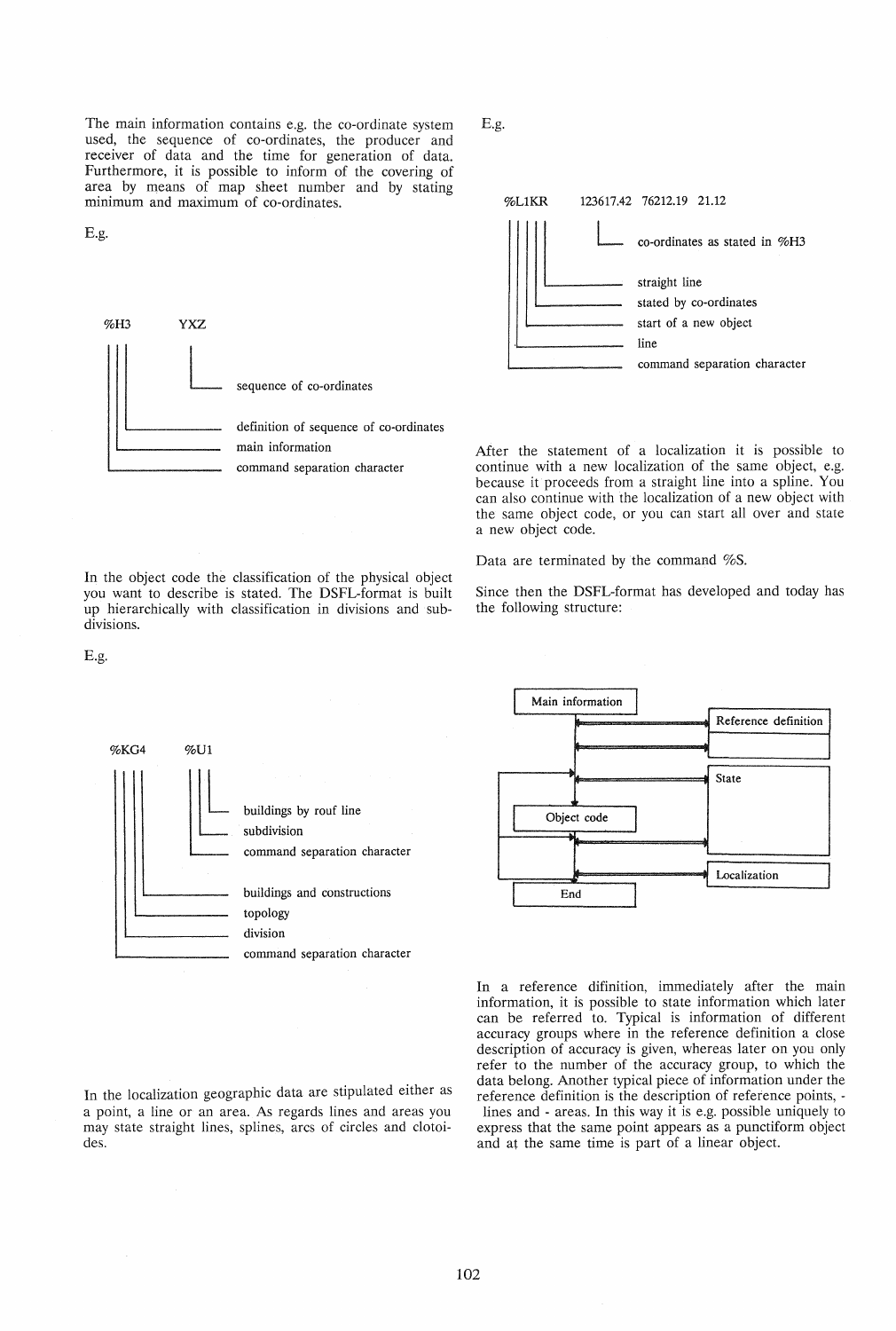The main information contains e.g. the co-ordinate system used, the sequence of co-ordinates, the producer and receiver of data and the time for generation of data. Furthermore, it is possible to inform of the covering of area by means of map sheet number and by stating minimum and maximum of co-ordinates.

E.g.

```
%H3          YXZ
|||           |
|||           └──── sequence of co-ordinates
||└──────────────── definition of sequence of co-ordinates
|└───────────────── main information
└────────────────── command separation character
```

In the object code the classification of the physical object you want to describe is stated. The DSFL-format is built up hierarchically with classification in divisions and subdivisions.

E.g.

```
%KG4       %U1
||||       |||
||||       ||└──── buildings by rouf line
||||       |└───── subdivision
||||       └────── command separation character
|||└────────────── buildings and constructions
||└─────────────── topology
|└──────────────── division
└───────────────── command separation character
```

In the localization geographic data are stipulated either as a point, a line or an area. As regards lines and areas you may state straight lines, splines, arcs of circles and clotoides.

E.g.

```
%L1KR       123617.42  76212.19  21.12
|||||        |
|||||        └──── co-ordinates as stated in %H3
||||└───────────── straight line
|||└────────────── stated by co-ordinates
||└─────────────── start of a new object
|└──────────────── line
└───────────────── command separation character
```

After the statement of a localization it is possible to continue with a new localization of the same object, e.g. because it proceeds from a straight line into a spline. You can also continue with the localization of a new object with the same object code, or you can start all over and state a new object code.

Data are terminated by the command %S.

Since then the DSFL-format has developed and today has the following structure:

```
[Main information] ──► [Reference definition]
        │
[Object code]      ──► [State]
        │
                   ──► [Localization]
        │
      [End]
```

In a reference difinition, immediately after the main information, it is possible to state information which later can be referred to. Typical is information of different accuracy groups where in the reference definition a close description of accuracy is given, whereas later on you only refer to the number of the accuracy group, to which the data belong. Another typical piece of information under the reference definition is the description of reference points, - lines and - areas. In this way it is e.g. possible uniquely to express that the same point appears as a punctiform object and at the same time is part of a linear object.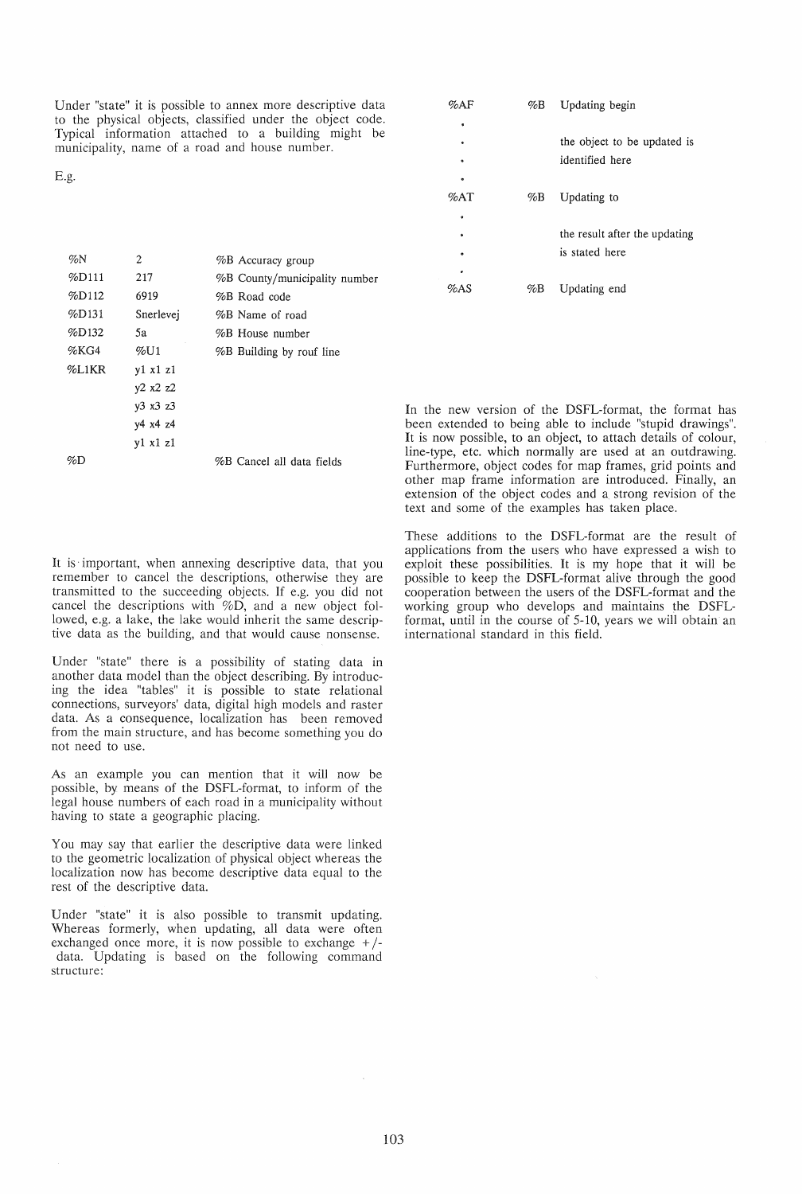Under "state" it is possible to annex more descriptive data to the physical objects, classified under the object code. Typical information attached to a building might be municipality, name of a road and house number.

E.g.

```
%N        2           %B Accuracy group
%D111     217         %B County/municipality number
%D112     6919        %B Road code
%D131     Snerlevej   %B Name of road
%D132     5a          %B House number
%KG4      %U1         %B Building by rouf line
%L1KR     y1 x1 z1
          y2 x2 z2
          y3 x3 z3
          y4 x4 z4
          y1 x1 z1
%D                    %B Cancel all data fields
```

It is important, when annexing descriptive data, that you remember to cancel the descriptions, otherwise they are transmitted to the succeeding objects. If e.g. you did not cancel the descriptions with %D, and a new object followed, e.g. a lake, the lake would inherit the same descriptive data as the building, and that would cause nonsense.

Under "state" there is a possibility of stating data in another data model than the object describing. By introducing the idea "tables" it is possible to state relational connections, surveyors' data, digital high models and raster data. As a consequence, localization has been removed from the main structure, and has become something you do not need to use.

As an example you can mention that it will now be possible, by means of the DSFL-format, to inform of the legal house numbers of each road in a municipality without having to state a geographic placing.

You may say that earlier the descriptive data were linked to the geometric localization of physical object whereas the localization now has become descriptive data equal to the rest of the descriptive data.

Under "state" it is also possible to transmit updating. Whereas formerly, when updating, all data were often exchanged once more, it is now possible to exchange +/- data. Updating is based on the following command structure:

```
%AF     %B   Updating begin
 .
 .           the object to be updated is
 .           identified here
 .
%AT     %B   Updating to
 .
 .           the result after the updating
 .           is stated here
 .
%AS     %B   Updating end
```

In the new version of the DSFL-format, the format has been extended to being able to include "stupid drawings". It is now possible, to an object, to attach details of colour, line-type, etc. which normally are used at an outdrawing. Furthermore, object codes for map frames, grid points and other map frame information are introduced. Finally, an extension of the object codes and a strong revision of the text and some of the examples has taken place.

These additions to the DSFL-format are the result of applications from the users who have expressed a wish to exploit these possibilities. It is my hope that it will be possible to keep the DSFL-format alive through the good cooperation between the users of the DSFL-format and the working group who develops and maintains the DSFL-format, until in the course of 5-10, years we will obtain an international standard in this field.